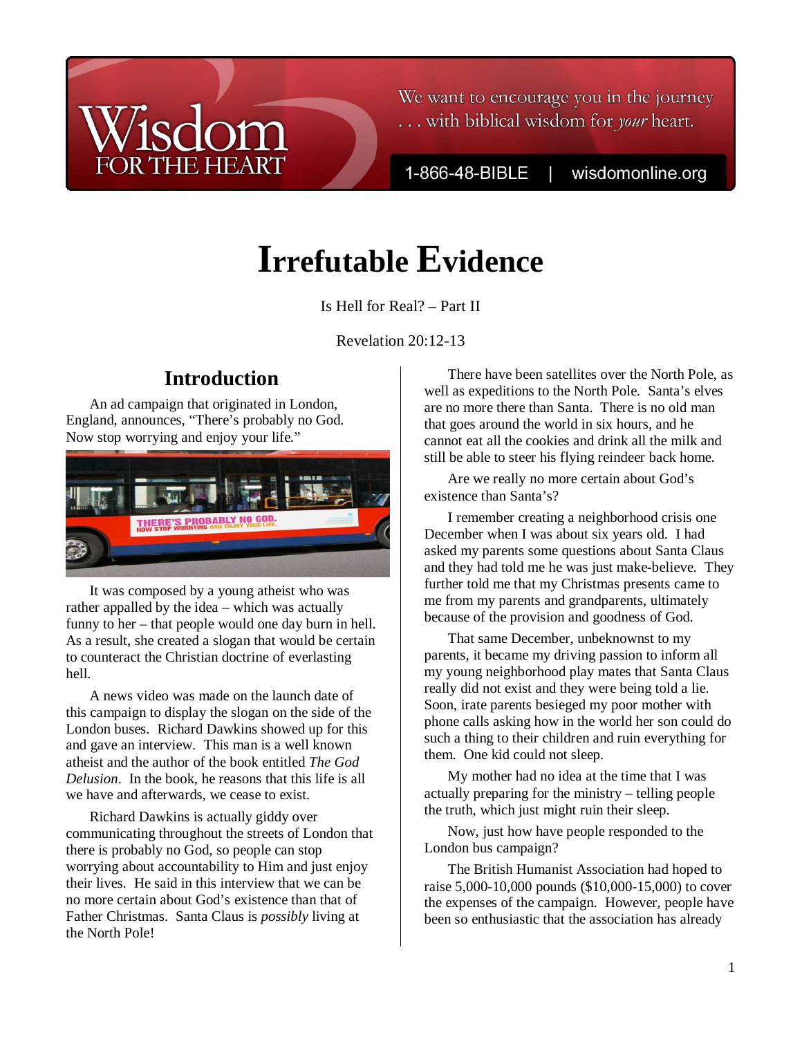# Irrefutable Evidence

Is Hell for Real? – Part II

Revelation 20:12-13

## Introduction

An ad campaign that originated in London, England, announces, "There's probably no God. Now stop worrying and enjoy your life."

It was composed by a young atheist who was rather appalled by the idea – which was actually funny to her – that people would one day burn in hell. As a result, she created a slogan that would be certain to counteract the Christian doctrine of everlasting hell.

A news video was made on the launch date of this campaign to display the slogan on the side of the London buses. Richard Dawkins showed up for this and gave an interview. This man is a well known atheist and the author of the book entitled *The God Delusion*. In the book, he reasons that this life is all we have and afterwards, we cease to exist.

Richard Dawkins is actually giddy over communicating throughout the streets of London that there is probably no God, so people can stop worrying about accountability to Him and just enjoy their lives. He said in this interview that we can be no more certain about God's existence than that of Father Christmas. Santa Claus is *possibly* living at the North Pole!

There have been satellites over the North Pole, as well as expeditions to the North Pole. Santa's elves are no more there than Santa. There is no old man that goes around the world in six hours, and he cannot eat all the cookies and drink all the milk and still be able to steer his flying reindeer back home.

Are we really no more certain about God's existence than Santa's?

I remember creating a neighborhood crisis one December when I was about six years old. I had asked my parents some questions about Santa Claus and they had told me he was just make-believe. They further told me that my Christmas presents came to me from my parents and grandparents, ultimately because of the provision and goodness of God.

That same December, unbeknownst to my parents, it became my driving passion to inform all my young neighborhood play mates that Santa Claus really did not exist and they were being told a lie. Soon, irate parents besieged my poor mother with phone calls asking how in the world her son could do such a thing to their children and ruin everything for them. One kid could not sleep.

My mother had no idea at the time that I was actually preparing for the ministry – telling people the truth, which just might ruin their sleep.

Now, just how have people responded to the London bus campaign?

The British Humanist Association had hoped to raise 5,000-10,000 pounds ($10,000-15,000) to cover the expenses of the campaign. However, people have been so enthusiastic that the association has already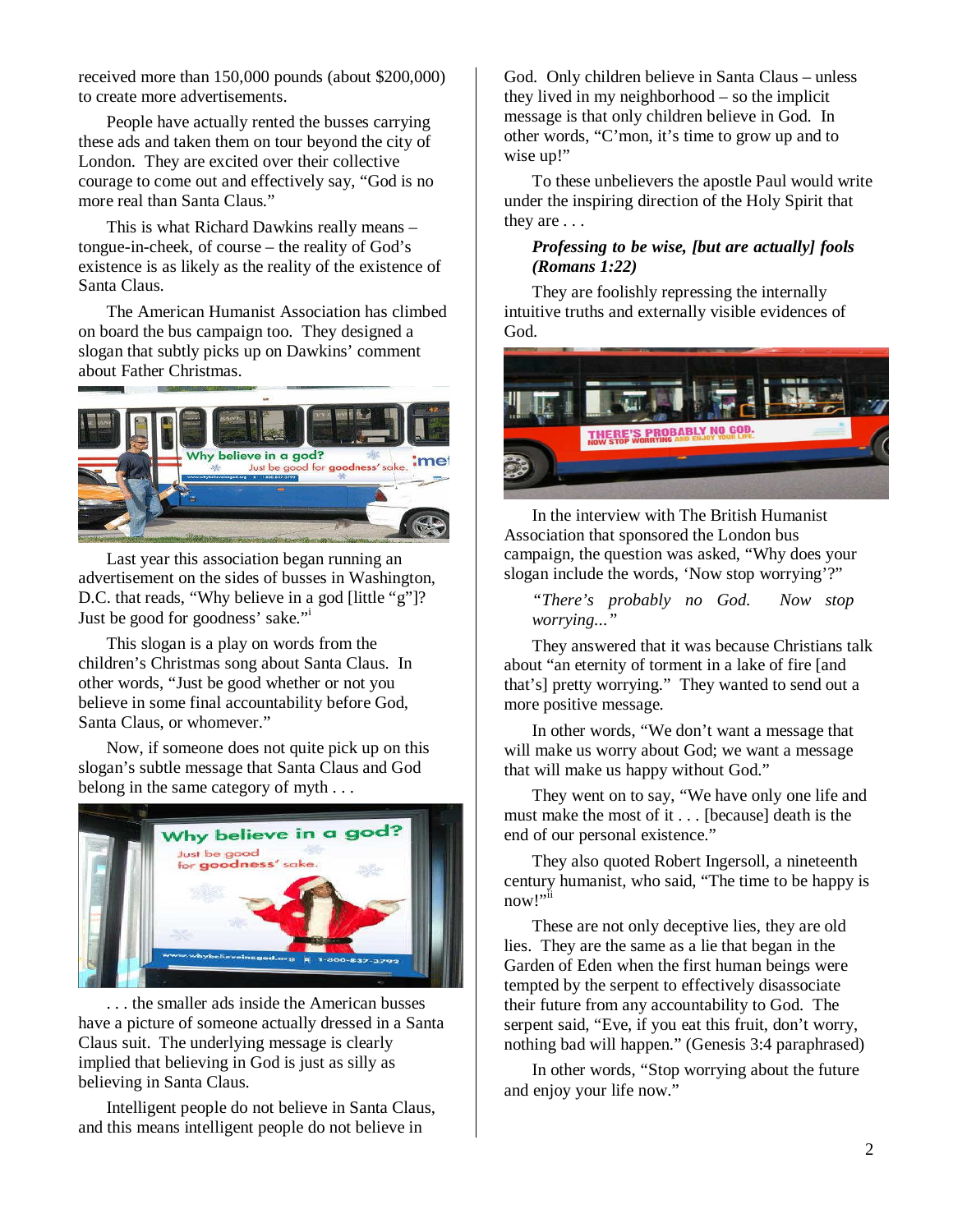received more than 150,000 pounds (about $200,000) to create more advertisements.

People have actually rented the busses carrying these ads and taken them on tour beyond the city of London. They are excited over their collective courage to come out and effectively say, "God is no more real than Santa Claus."

This is what Richard Dawkins really means – tongue-in-cheek, of course – the reality of God's existence is as likely as the reality of the existence of Santa Claus.

The American Humanist Association has climbed on board the bus campaign too. They designed a slogan that subtly picks up on Dawkins' comment about Father Christmas.

Last year this association began running an advertisement on the sides of busses in Washington, D.C. that reads, "Why believe in a god [little "g"]? Just be good for goodness' sake."[i]

This slogan is a play on words from the children's Christmas song about Santa Claus. In other words, "Just be good whether or not you believe in some final accountability before God, Santa Claus, or whomever."

Now, if someone does not quite pick up on this slogan's subtle message that Santa Claus and God belong in the same category of myth . . .

. . . the smaller ads inside the American busses have a picture of someone actually dressed in a Santa Claus suit. The underlying message is clearly implied that believing in God is just as silly as believing in Santa Claus.

Intelligent people do not believe in Santa Claus, and this means intelligent people do not believe in God. Only children believe in Santa Claus – unless they lived in my neighborhood – so the implicit message is that only children believe in God. In other words, "C'mon, it's time to grow up and to wise up!"

To these unbelievers the apostle Paul would write under the inspiring direction of the Holy Spirit that they are . . .

***Professing to be wise, [but are actually] fools (Romans 1:22)***

They are foolishly repressing the internally intuitive truths and externally visible evidences of God.

In the interview with The British Humanist Association that sponsored the London bus campaign, the question was asked, "Why does your slogan include the words, 'Now stop worrying'?"

*"There's probably no God. Now stop worrying..."*

They answered that it was because Christians talk about "an eternity of torment in a lake of fire [and that's] pretty worrying." They wanted to send out a more positive message.

In other words, "We don't want a message that will make us worry about God; we want a message that will make us happy without God."

They went on to say, "We have only one life and must make the most of it . . . [because] death is the end of our personal existence."

They also quoted Robert Ingersoll, a nineteenth century humanist, who said, "The time to be happy is now!"[ii]

These are not only deceptive lies, they are old lies. They are the same as a lie that began in the Garden of Eden when the first human beings were tempted by the serpent to effectively disassociate their future from any accountability to God. The serpent said, "Eve, if you eat this fruit, don't worry, nothing bad will happen." (Genesis 3:4 paraphrased)

In other words, "Stop worrying about the future and enjoy your life now."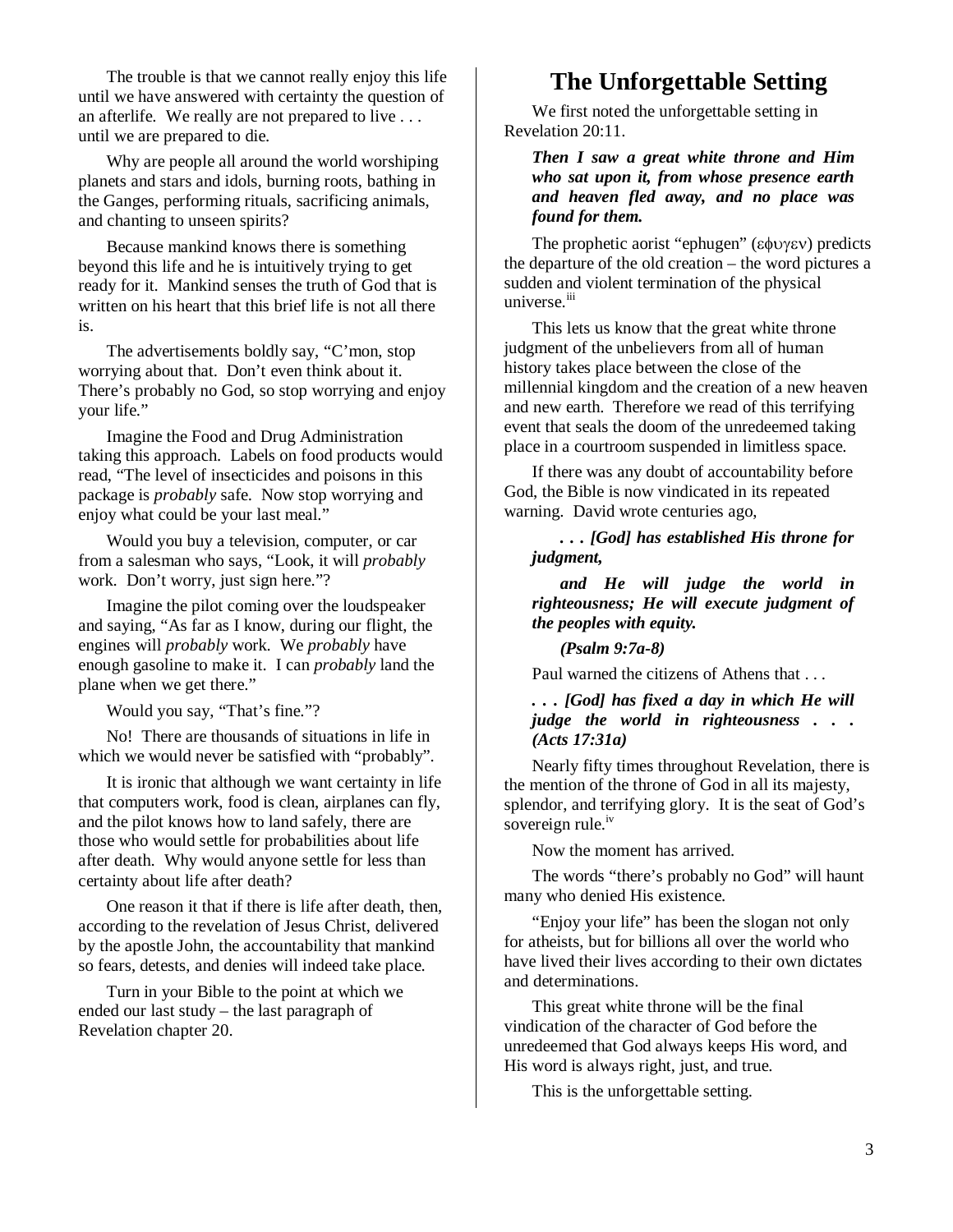The trouble is that we cannot really enjoy this life until we have answered with certainty the question of an afterlife. We really are not prepared to live . . . until we are prepared to die.

Why are people all around the world worshiping planets and stars and idols, burning roots, bathing in the Ganges, performing rituals, sacrificing animals, and chanting to unseen spirits?

Because mankind knows there is something beyond this life and he is intuitively trying to get ready for it. Mankind senses the truth of God that is written on his heart that this brief life is not all there is.

The advertisements boldly say, "C'mon, stop worrying about that. Don't even think about it. There's probably no God, so stop worrying and enjoy your life."

Imagine the Food and Drug Administration taking this approach. Labels on food products would read, "The level of insecticides and poisons in this package is *probably* safe. Now stop worrying and enjoy what could be your last meal."

Would you buy a television, computer, or car from a salesman who says, "Look, it will *probably* work. Don't worry, just sign here."?

Imagine the pilot coming over the loudspeaker and saying, "As far as I know, during our flight, the engines will *probably* work. We *probably* have enough gasoline to make it. I can *probably* land the plane when we get there."

Would you say, "That's fine."?

No! There are thousands of situations in life in which we would never be satisfied with "probably".

It is ironic that although we want certainty in life that computers work, food is clean, airplanes can fly, and the pilot knows how to land safely, there are those who would settle for probabilities about life after death. Why would anyone settle for less than certainty about life after death?

One reason it that if there is life after death, then, according to the revelation of Jesus Christ, delivered by the apostle John, the accountability that mankind so fears, detests, and denies will indeed take place.

Turn in your Bible to the point at which we ended our last study – the last paragraph of Revelation chapter 20.

# The Unforgettable Setting

We first noted the unforgettable setting in Revelation 20:11.

> ***Then I saw a great white throne and Him who sat upon it, from whose presence earth and heaven fled away, and no place was found for them.***

The prophetic aorist "ephugen" (εφυγεν) predicts the departure of the old creation – the word pictures a sudden and violent termination of the physical universe.[iii]

This lets us know that the great white throne judgment of the unbelievers from all of human history takes place between the close of the millennial kingdom and the creation of a new heaven and new earth. Therefore we read of this terrifying event that seals the doom of the unredeemed taking place in a courtroom suspended in limitless space.

If there was any doubt of accountability before God, the Bible is now vindicated in its repeated warning. David wrote centuries ago,

> ***. . . [God] has established His throne for judgment,***
>
> ***and He will judge the world in righteousness; He will execute judgment of the peoples with equity.***
>
> ***(Psalm 9:7a-8)***

Paul warned the citizens of Athens that . . .

> ***. . . [God] has fixed a day in which He will judge the world in righteousness . . . (Acts 17:31a)***

Nearly fifty times throughout Revelation, there is the mention of the throne of God in all its majesty, splendor, and terrifying glory. It is the seat of God's sovereign rule.[iv]

Now the moment has arrived.

The words "there's probably no God" will haunt many who denied His existence.

"Enjoy your life" has been the slogan not only for atheists, but for billions all over the world who have lived their lives according to their own dictates and determinations.

This great white throne will be the final vindication of the character of God before the unredeemed that God always keeps His word, and His word is always right, just, and true.

This is the unforgettable setting.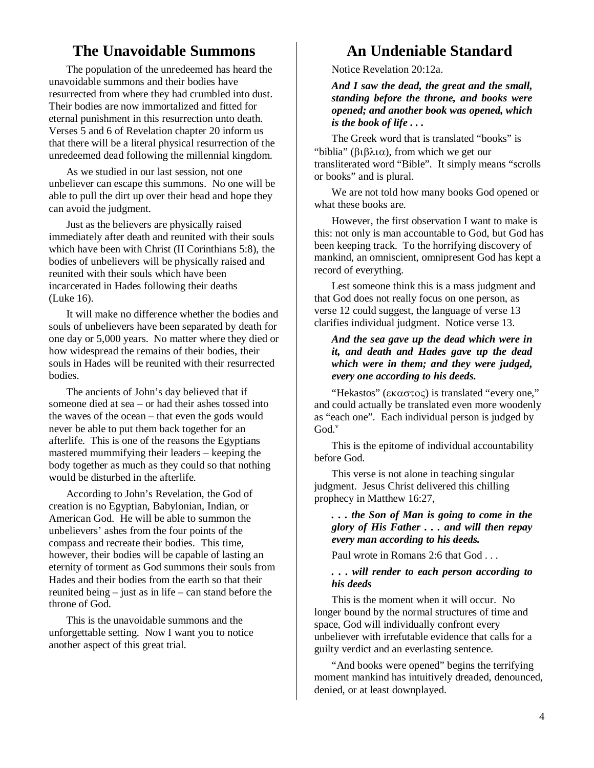## The Unavoidable Summons

The population of the unredeemed has heard the unavoidable summons and their bodies have resurrected from where they had crumbled into dust. Their bodies are now immortalized and fitted for eternal punishment in this resurrection unto death. Verses 5 and 6 of Revelation chapter 20 inform us that there will be a literal physical resurrection of the unredeemed dead following the millennial kingdom.

As we studied in our last session, not one unbeliever can escape this summons. No one will be able to pull the dirt up over their head and hope they can avoid the judgment.

Just as the believers are physically raised immediately after death and reunited with their souls which have been with Christ (II Corinthians 5:8), the bodies of unbelievers will be physically raised and reunited with their souls which have been incarcerated in Hades following their deaths (Luke 16).

It will make no difference whether the bodies and souls of unbelievers have been separated by death for one day or 5,000 years. No matter where they died or how widespread the remains of their bodies, their souls in Hades will be reunited with their resurrected bodies.

The ancients of John's day believed that if someone died at sea – or had their ashes tossed into the waves of the ocean – that even the gods would never be able to put them back together for an afterlife. This is one of the reasons the Egyptians mastered mummifying their leaders – keeping the body together as much as they could so that nothing would be disturbed in the afterlife.

According to John's Revelation, the God of creation is no Egyptian, Babylonian, Indian, or American God. He will be able to summon the unbelievers' ashes from the four points of the compass and recreate their bodies. This time, however, their bodies will be capable of lasting an eternity of torment as God summons their souls from Hades and their bodies from the earth so that their reunited being – just as in life – can stand before the throne of God.

This is the unavoidable summons and the unforgettable setting. Now I want you to notice another aspect of this great trial.

## An Undeniable Standard

Notice Revelation 20:12a.

> ***And I saw the dead, the great and the small, standing before the throne, and books were opened; and another book was opened, which is the book of life . . .***

The Greek word that is translated "books" is "biblia" (βιβλια), from which we get our transliterated word "Bible". It simply means "scrolls or books" and is plural.

We are not told how many books God opened or what these books are.

However, the first observation I want to make is this: not only is man accountable to God, but God has been keeping track. To the horrifying discovery of mankind, an omniscient, omnipresent God has kept a record of everything.

Lest someone think this is a mass judgment and that God does not really focus on one person, as verse 12 could suggest, the language of verse 13 clarifies individual judgment. Notice verse 13.

> ***And the sea gave up the dead which were in it, and death and Hades gave up the dead which were in them; and they were judged, every one according to his deeds.***

"Hekastos" (εκαστος) is translated "every one," and could actually be translated even more woodenly as "each one". Each individual person is judged by God.[v]

This is the epitome of individual accountability before God.

This verse is not alone in teaching singular judgment. Jesus Christ delivered this chilling prophecy in Matthew 16:27,

> ***. . . the Son of Man is going to come in the glory of His Father . . . and will then repay every man according to his deeds.***

Paul wrote in Romans 2:6 that God . . .

> ***. . . will render to each person according to his deeds***

This is the moment when it will occur. No longer bound by the normal structures of time and space, God will individually confront every unbeliever with irrefutable evidence that calls for a guilty verdict and an everlasting sentence.

"And books were opened" begins the terrifying moment mankind has intuitively dreaded, denounced, denied, or at least downplayed.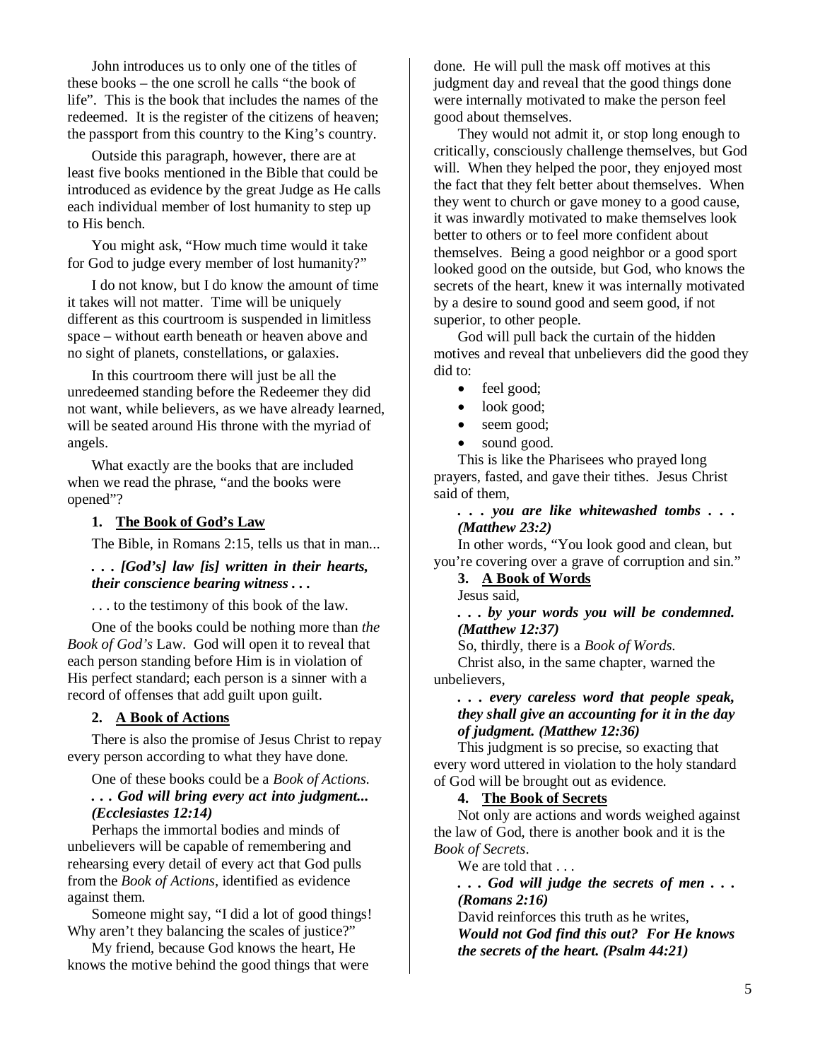John introduces us to only one of the titles of these books – the one scroll he calls "the book of life". This is the book that includes the names of the redeemed. It is the register of the citizens of heaven; the passport from this country to the King's country.

Outside this paragraph, however, there are at least five books mentioned in the Bible that could be introduced as evidence by the great Judge as He calls each individual member of lost humanity to step up to His bench.

You might ask, "How much time would it take for God to judge every member of lost humanity?"

I do not know, but I do know the amount of time it takes will not matter. Time will be uniquely different as this courtroom is suspended in limitless space – without earth beneath or heaven above and no sight of planets, constellations, or galaxies.

In this courtroom there will just be all the unredeemed standing before the Redeemer they did not want, while believers, as we have already learned, will be seated around His throne with the myriad of angels.

What exactly are the books that are included when we read the phrase, "and the books were opened"?

### 1. The Book of God's Law

The Bible, in Romans 2:15, tells us that in man...

***. . . [God's] law [is] written in their hearts, their conscience bearing witness . . .***

. . . to the testimony of this book of the law.

One of the books could be nothing more than *the Book of God's* Law. God will open it to reveal that each person standing before Him is in violation of His perfect standard; each person is a sinner with a record of offenses that add guilt upon guilt.

### 2. A Book of Actions

There is also the promise of Jesus Christ to repay every person according to what they have done.

One of these books could be a *Book of Actions.*

***. . . God will bring every act into judgment... (Ecclesiastes 12:14)***

Perhaps the immortal bodies and minds of unbelievers will be capable of remembering and rehearsing every detail of every act that God pulls from the *Book of Actions*, identified as evidence against them.

Someone might say, "I did a lot of good things! Why aren't they balancing the scales of justice?"

My friend, because God knows the heart, He knows the motive behind the good things that were done. He will pull the mask off motives at this judgment day and reveal that the good things done were internally motivated to make the person feel good about themselves.

They would not admit it, or stop long enough to critically, consciously challenge themselves, but God will. When they helped the poor, they enjoyed most the fact that they felt better about themselves. When they went to church or gave money to a good cause, it was inwardly motivated to make themselves look better to others or to feel more confident about themselves. Being a good neighbor or a good sport looked good on the outside, but God, who knows the secrets of the heart, knew it was internally motivated by a desire to sound good and seem good, if not superior, to other people.

God will pull back the curtain of the hidden motives and reveal that unbelievers did the good they did to:

- feel good;
- look good;
- seem good;
- sound good.

This is like the Pharisees who prayed long prayers, fasted, and gave their tithes. Jesus Christ said of them,

***. . . you are like whitewashed tombs . . . (Matthew 23:2)***

In other words, "You look good and clean, but you're covering over a grave of corruption and sin."

### 3. A Book of Words

Jesus said,

***. . . by your words you will be condemned. (Matthew 12:37)***

So, thirdly, there is a *Book of Words.*

Christ also, in the same chapter, warned the unbelievers,

***. . . every careless word that people speak, they shall give an accounting for it in the day of judgment. (Matthew 12:36)***

This judgment is so precise, so exacting that every word uttered in violation to the holy standard of God will be brought out as evidence.

### 4. The Book of Secrets

Not only are actions and words weighed against the law of God, there is another book and it is the *Book of Secrets*.

We are told that . . .

***. . . God will judge the secrets of men . . . (Romans 2:16)***

David reinforces this truth as he writes,

***Would not God find this out? For He knows the secrets of the heart. (Psalm 44:21)***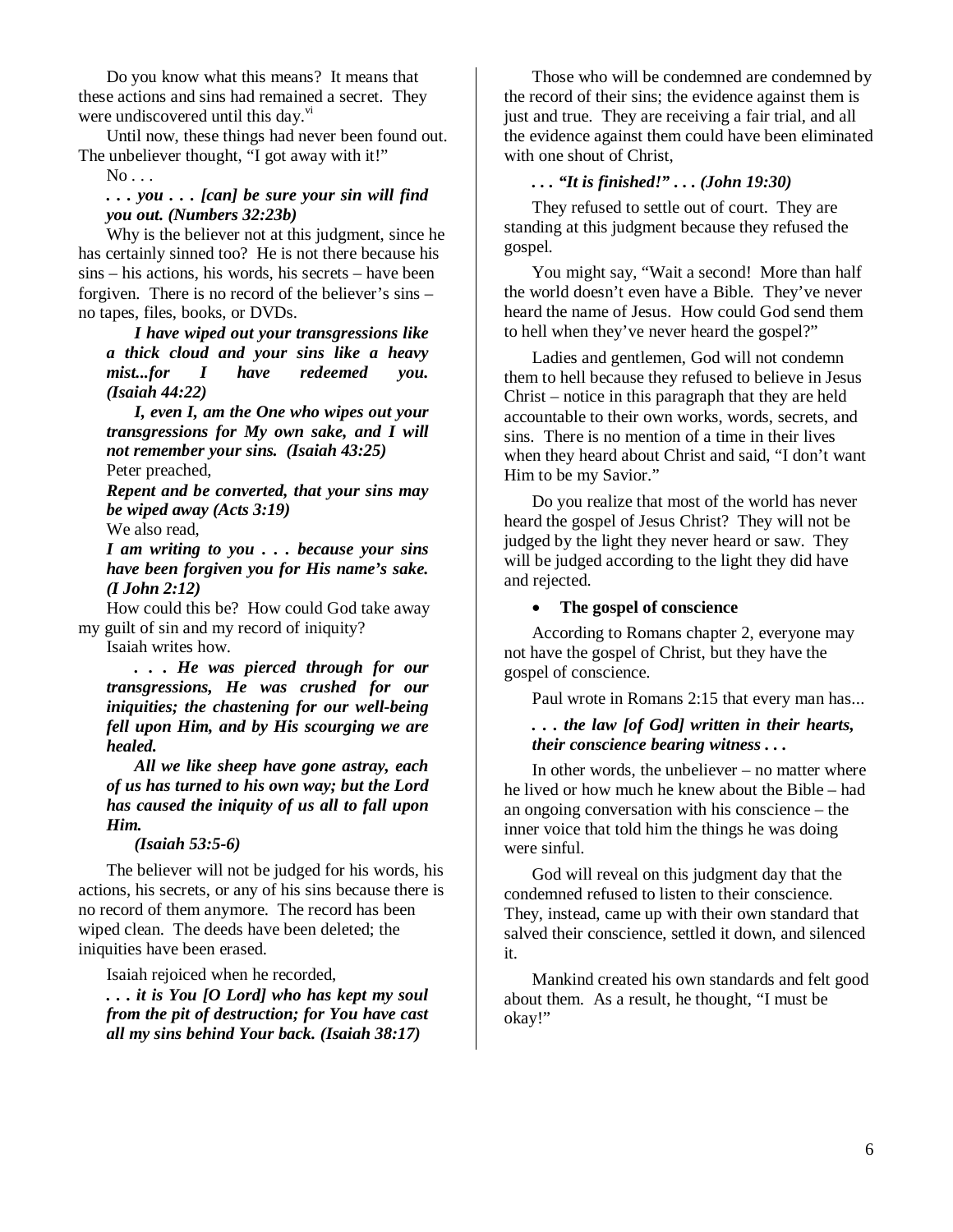Do you know what this means? It means that these actions and sins had remained a secret. They were undiscovered until this day.[vi]

Until now, these things had never been found out. The unbeliever thought, "I got away with it!"

No . . .

***. . . you . . . [can] be sure your sin will find you out. (Numbers 32:23b)***

Why is the believer not at this judgment, since he has certainly sinned too? He is not there because his sins – his actions, his words, his secrets – have been forgiven. There is no record of the believer's sins – no tapes, files, books, or DVDs.

***I have wiped out your transgressions like a thick cloud and your sins like a heavy mist...for I have redeemed you. (Isaiah 44:22)***

***I, even I, am the One who wipes out your transgressions for My own sake, and I will not remember your sins. (Isaiah 43:25)***

Peter preached,

***Repent and be converted, that your sins may be wiped away (Acts 3:19)***

We also read,

***I am writing to you . . . because your sins have been forgiven you for His name's sake. (I John 2:12)***

How could this be? How could God take away my guilt of sin and my record of iniquity?

Isaiah writes how.

***. . . He was pierced through for our transgressions, He was crushed for our iniquities; the chastening for our well-being fell upon Him, and by His scourging we are healed.***

***All we like sheep have gone astray, each of us has turned to his own way; but the Lord has caused the iniquity of us all to fall upon Him.***

***(Isaiah 53:5-6)***

The believer will not be judged for his words, his actions, his secrets, or any of his sins because there is no record of them anymore. The record has been wiped clean. The deeds have been deleted; the iniquities have been erased.

Isaiah rejoiced when he recorded,

***. . . it is You [O Lord] who has kept my soul from the pit of destruction; for You have cast all my sins behind Your back. (Isaiah 38:17)***

Those who will be condemned are condemned by the record of their sins; the evidence against them is just and true. They are receiving a fair trial, and all the evidence against them could have been eliminated with one shout of Christ,

***. . . "It is finished!" . . . (John 19:30)***

They refused to settle out of court. They are standing at this judgment because they refused the gospel.

You might say, "Wait a second! More than half the world doesn't even have a Bible. They've never heard the name of Jesus. How could God send them to hell when they've never heard the gospel?"

Ladies and gentlemen, God will not condemn them to hell because they refused to believe in Jesus Christ – notice in this paragraph that they are held accountable to their own works, words, secrets, and sins. There is no mention of a time in their lives when they heard about Christ and said, "I don't want Him to be my Savior."

Do you realize that most of the world has never heard the gospel of Jesus Christ? They will not be judged by the light they never heard or saw. They will be judged according to the light they did have and rejected.

- **The gospel of conscience**

According to Romans chapter 2, everyone may not have the gospel of Christ, but they have the gospel of conscience.

Paul wrote in Romans 2:15 that every man has...

***. . . the law [of God] written in their hearts, their conscience bearing witness . . .***

In other words, the unbeliever – no matter where he lived or how much he knew about the Bible – had an ongoing conversation with his conscience – the inner voice that told him the things he was doing were sinful.

God will reveal on this judgment day that the condemned refused to listen to their conscience. They, instead, came up with their own standard that salved their conscience, settled it down, and silenced it.

Mankind created his own standards and felt good about them. As a result, he thought, "I must be okay!"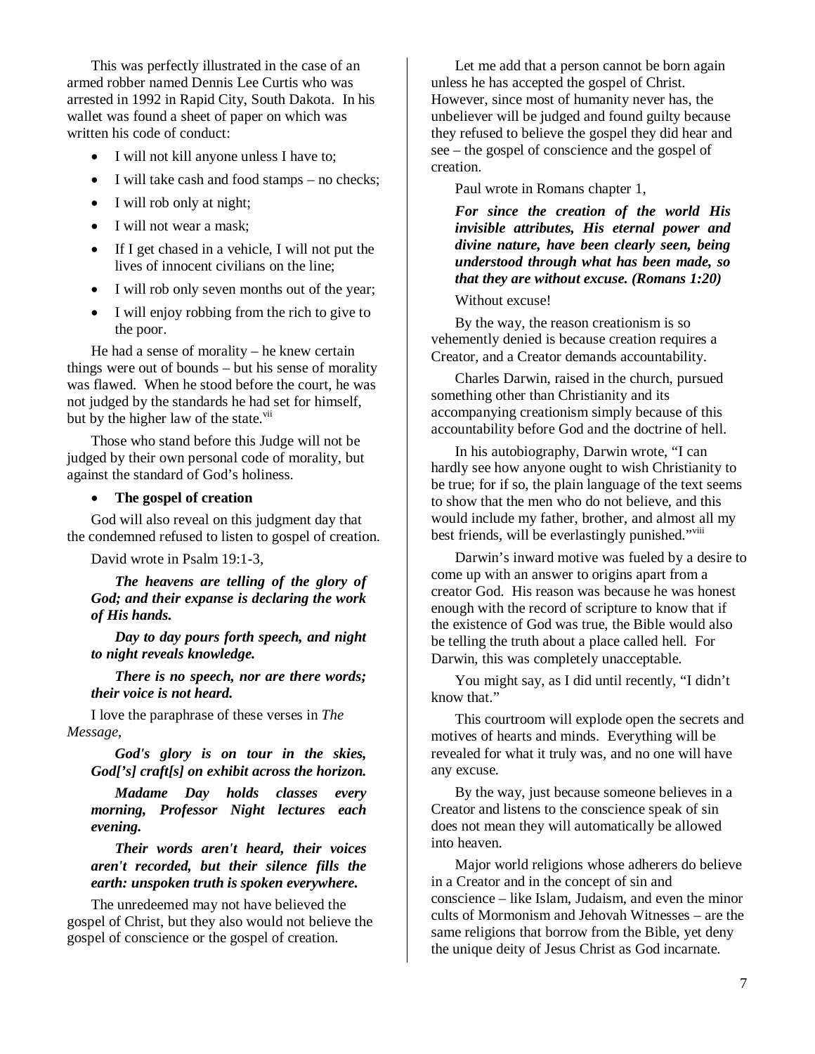This was perfectly illustrated in the case of an armed robber named Dennis Lee Curtis who was arrested in 1992 in Rapid City, South Dakota. In his wallet was found a sheet of paper on which was written his code of conduct:

- I will not kill anyone unless I have to;
- I will take cash and food stamps – no checks;
- I will rob only at night;
- I will not wear a mask;
- If I get chased in a vehicle, I will not put the lives of innocent civilians on the line;
- I will rob only seven months out of the year;
- I will enjoy robbing from the rich to give to the poor.

He had a sense of morality – he knew certain things were out of bounds – but his sense of morality was flawed. When he stood before the court, he was not judged by the standards he had set for himself, but by the higher law of the state.[vii]

Those who stand before this Judge will not be judged by their own personal code of morality, but against the standard of God's holiness.

- **The gospel of creation**

God will also reveal on this judgment day that the condemned refused to listen to gospel of creation.

David wrote in Psalm 19:1-3,

> ***The heavens are telling of the glory of God; and their expanse is declaring the work of His hands.***
>
> ***Day to day pours forth speech, and night to night reveals knowledge.***
>
> ***There is no speech, nor are there words; their voice is not heard.***

I love the paraphrase of these verses in *The Message*,

> ***God's glory is on tour in the skies, God['s] craft[s] on exhibit across the horizon.***
>
> ***Madame Day holds classes every morning, Professor Night lectures each evening.***
>
> ***Their words aren't heard, their voices aren't recorded, but their silence fills the earth: unspoken truth is spoken everywhere.***

The unredeemed may not have believed the gospel of Christ, but they also would not believe the gospel of conscience or the gospel of creation.

Let me add that a person cannot be born again unless he has accepted the gospel of Christ. However, since most of humanity never has, the unbeliever will be judged and found guilty because they refused to believe the gospel they did hear and see – the gospel of conscience and the gospel of creation.

Paul wrote in Romans chapter 1,

> ***For since the creation of the world His invisible attributes, His eternal power and divine nature, have been clearly seen, being understood through what has been made, so that they are without excuse. (Romans 1:20)***

Without excuse!

By the way, the reason creationism is so vehemently denied is because creation requires a Creator, and a Creator demands accountability.

Charles Darwin, raised in the church, pursued something other than Christianity and its accompanying creationism simply because of this accountability before God and the doctrine of hell.

In his autobiography, Darwin wrote, "I can hardly see how anyone ought to wish Christianity to be true; for if so, the plain language of the text seems to show that the men who do not believe, and this would include my father, brother, and almost all my best friends, will be everlastingly punished."[viii]

Darwin's inward motive was fueled by a desire to come up with an answer to origins apart from a creator God. His reason was because he was honest enough with the record of scripture to know that if the existence of God was true, the Bible would also be telling the truth about a place called hell. For Darwin, this was completely unacceptable.

You might say, as I did until recently, "I didn't know that."

This courtroom will explode open the secrets and motives of hearts and minds. Everything will be revealed for what it truly was, and no one will have any excuse.

By the way, just because someone believes in a Creator and listens to the conscience speak of sin does not mean they will automatically be allowed into heaven.

Major world religions whose adherers do believe in a Creator and in the concept of sin and conscience – like Islam, Judaism, and even the minor cults of Mormonism and Jehovah Witnesses – are the same religions that borrow from the Bible, yet deny the unique deity of Jesus Christ as God incarnate.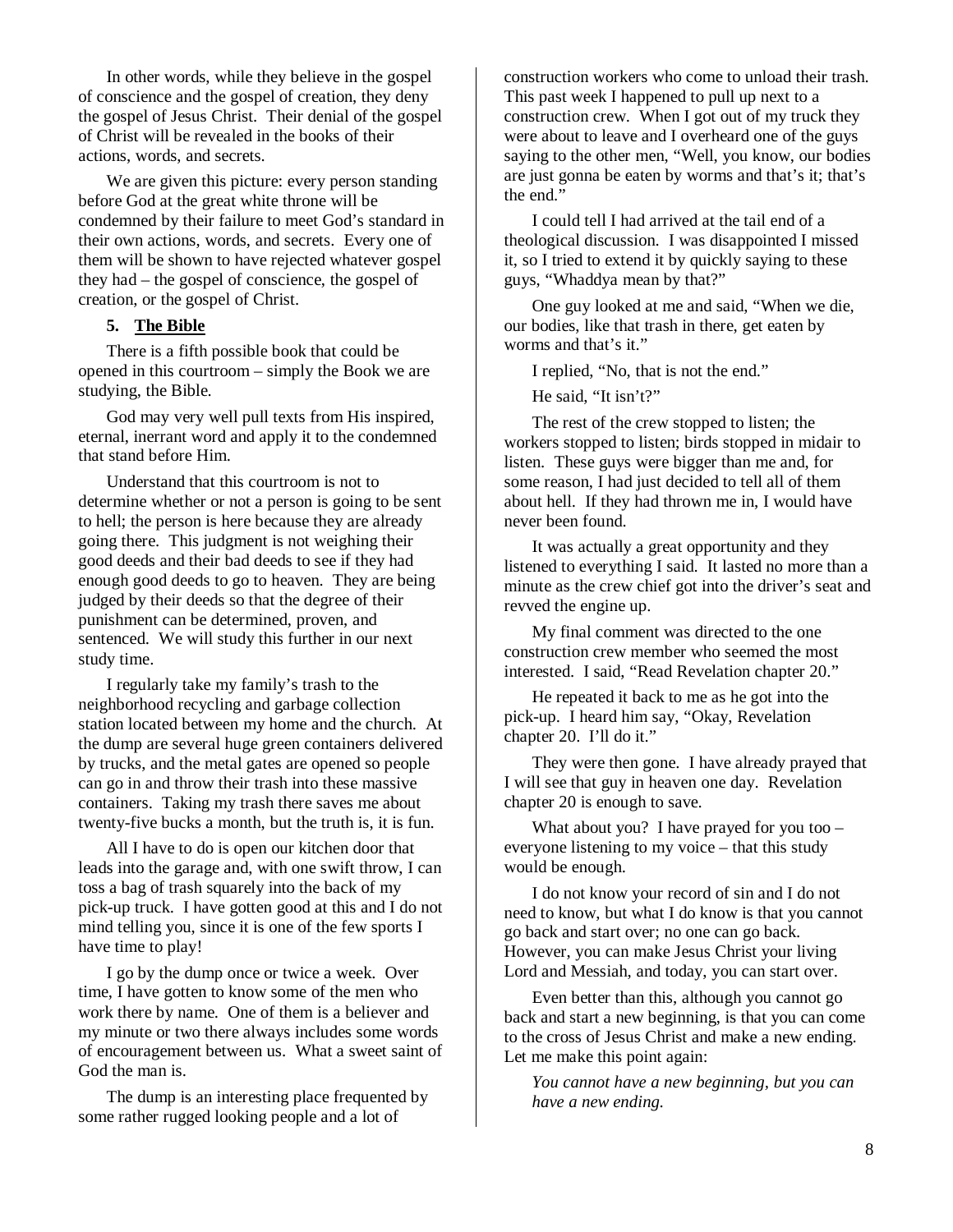In other words, while they believe in the gospel of conscience and the gospel of creation, they deny the gospel of Jesus Christ. Their denial of the gospel of Christ will be revealed in the books of their actions, words, and secrets.

We are given this picture: every person standing before God at the great white throne will be condemned by their failure to meet God's standard in their own actions, words, and secrets. Every one of them will be shown to have rejected whatever gospel they had – the gospel of conscience, the gospel of creation, or the gospel of Christ.

**5. The Bible**

There is a fifth possible book that could be opened in this courtroom – simply the Book we are studying, the Bible.

God may very well pull texts from His inspired, eternal, inerrant word and apply it to the condemned that stand before Him.

Understand that this courtroom is not to determine whether or not a person is going to be sent to hell; the person is here because they are already going there. This judgment is not weighing their good deeds and their bad deeds to see if they had enough good deeds to go to heaven. They are being judged by their deeds so that the degree of their punishment can be determined, proven, and sentenced. We will study this further in our next study time.

I regularly take my family's trash to the neighborhood recycling and garbage collection station located between my home and the church. At the dump are several huge green containers delivered by trucks, and the metal gates are opened so people can go in and throw their trash into these massive containers. Taking my trash there saves me about twenty-five bucks a month, but the truth is, it is fun.

All I have to do is open our kitchen door that leads into the garage and, with one swift throw, I can toss a bag of trash squarely into the back of my pick-up truck. I have gotten good at this and I do not mind telling you, since it is one of the few sports I have time to play!

I go by the dump once or twice a week. Over time, I have gotten to know some of the men who work there by name. One of them is a believer and my minute or two there always includes some words of encouragement between us. What a sweet saint of God the man is.

The dump is an interesting place frequented by some rather rugged looking people and a lot of construction workers who come to unload their trash. This past week I happened to pull up next to a construction crew. When I got out of my truck they were about to leave and I overheard one of the guys saying to the other men, "Well, you know, our bodies are just gonna be eaten by worms and that's it; that's the end."

I could tell I had arrived at the tail end of a theological discussion. I was disappointed I missed it, so I tried to extend it by quickly saying to these guys, "Whaddya mean by that?"

One guy looked at me and said, "When we die, our bodies, like that trash in there, get eaten by worms and that's it."

I replied, "No, that is not the end."

He said, "It isn't?"

The rest of the crew stopped to listen; the workers stopped to listen; birds stopped in midair to listen. These guys were bigger than me and, for some reason, I had just decided to tell all of them about hell. If they had thrown me in, I would have never been found.

It was actually a great opportunity and they listened to everything I said. It lasted no more than a minute as the crew chief got into the driver's seat and revved the engine up.

My final comment was directed to the one construction crew member who seemed the most interested. I said, "Read Revelation chapter 20."

He repeated it back to me as he got into the pick-up. I heard him say, "Okay, Revelation chapter 20. I'll do it."

They were then gone. I have already prayed that I will see that guy in heaven one day. Revelation chapter 20 is enough to save.

What about you? I have prayed for you too – everyone listening to my voice – that this study would be enough.

I do not know your record of sin and I do not need to know, but what I do know is that you cannot go back and start over; no one can go back. However, you can make Jesus Christ your living Lord and Messiah, and today, you can start over.

Even better than this, although you cannot go back and start a new beginning, is that you can come to the cross of Jesus Christ and make a new ending. Let me make this point again:

*You cannot have a new beginning, but you can have a new ending.*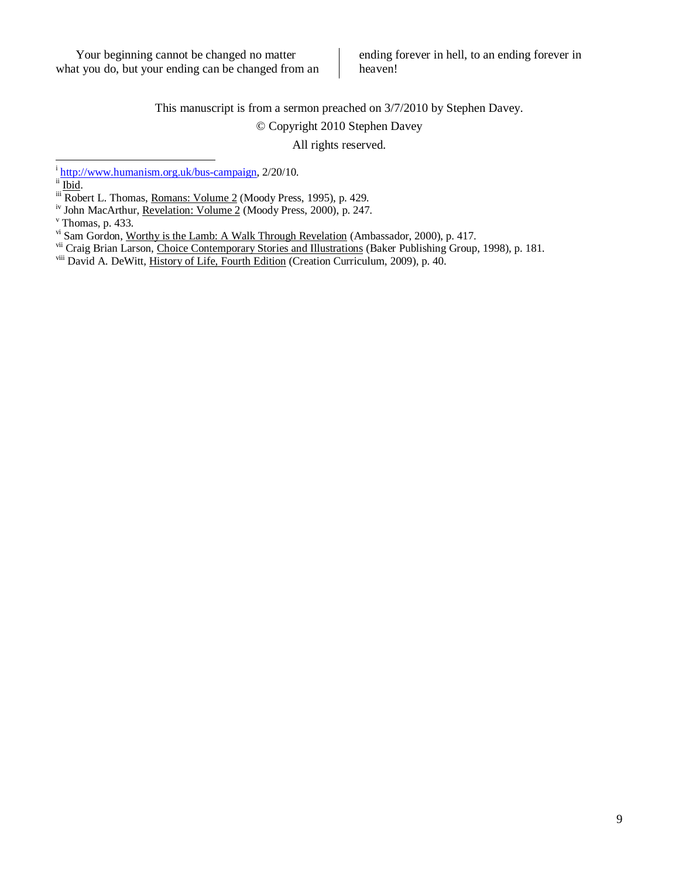Your beginning cannot be changed no matter what you do, but your ending can be changed from an ending forever in hell, to an ending forever in heaven!

This manuscript is from a sermon preached on 3/7/2010 by Stephen Davey.

© Copyright 2010 Stephen Davey

All rights reserved.

---

[i] http://www.humanism.org.uk/bus-campaign, 2/20/10.

[ii] Ibid.

[iii] Robert L. Thomas, Romans: Volume 2 (Moody Press, 1995), p. 429.

[iv] John MacArthur, Revelation: Volume 2 (Moody Press, 2000), p. 247.

[v] Thomas, p. 433.

[vi] Sam Gordon, Worthy is the Lamb: A Walk Through Revelation (Ambassador, 2000), p. 417.

[vii] Craig Brian Larson, Choice Contemporary Stories and Illustrations (Baker Publishing Group, 1998), p. 181.

[viii] David A. DeWitt, History of Life, Fourth Edition (Creation Curriculum, 2009), p. 40.